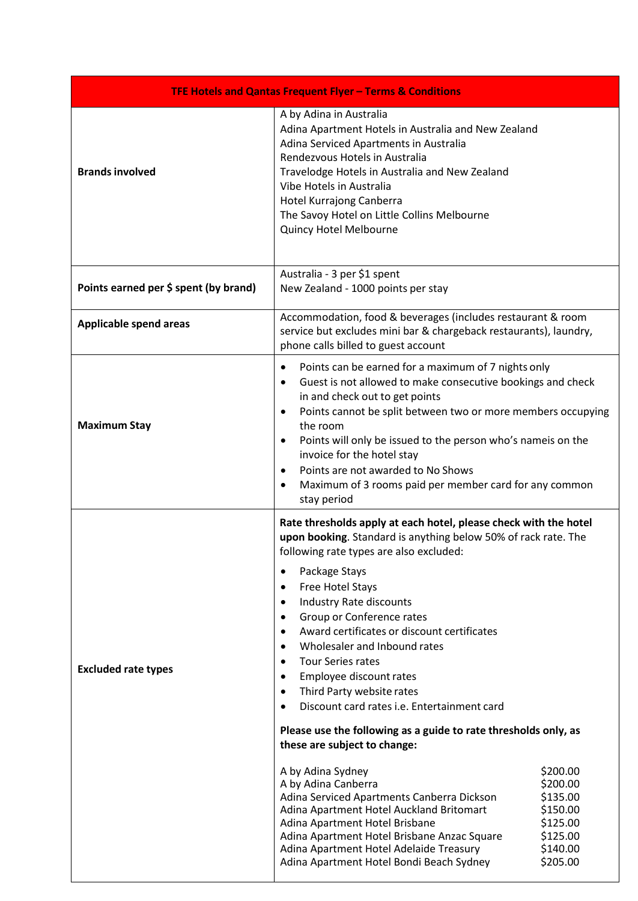| TFE Hotels and Qantas Frequent Flyer – Terms & Conditions | |
|---|---|
| **Brands involved** | A by Adina in Australia<br>Adina Apartment Hotels in Australia and New Zealand<br>Adina Serviced Apartments in Australia<br>Rendezvous Hotels in Australia<br>Travelodge Hotels in Australia and New Zealand<br>Vibe Hotels in Australia<br>Hotel Kurrajong Canberra<br>The Savoy Hotel on Little Collins Melbourne<br>Quincy Hotel Melbourne |
| **Points earned per $ spent (by brand)** | Australia - 3 per $1 spent<br>New Zealand - 1000 points per stay |
| **Applicable spend areas** | Accommodation, food & beverages (includes restaurant & room service but excludes mini bar & chargeback restaurants), laundry, phone calls billed to guest account |
| **Maximum Stay** | • Points can be earned for a maximum of 7 nights only<br>• Guest is not allowed to make consecutive bookings and check in and check out to get points<br>• Points cannot be split between two or more members occupying the room<br>• Points will only be issued to the person who's nameis on the invoice for the hotel stay<br>• Points are not awarded to No Shows<br>• Maximum of 3 rooms paid per member card for any common stay period |
| **Excluded rate types** | **Rate thresholds apply at each hotel, please check with the hotel upon booking**. Standard is anything below 50% of rack rate. The following rate types are also excluded:<br>• Package Stays<br>• Free Hotel Stays<br>• Industry Rate discounts<br>• Group or Conference rates<br>• Award certificates or discount certificates<br>• Wholesaler and Inbound rates<br>• Tour Series rates<br>• Employee discount rates<br>• Third Party website rates<br>• Discount card rates i.e. Entertainment card<br><br>**Please use the following as a guide to rate thresholds only, as these are subject to change:**<br><br>A by Adina Sydney $200.00<br>A by Adina Canberra $200.00<br>Adina Serviced Apartments Canberra Dickson $135.00<br>Adina Apartment Hotel Auckland Britomart $150.00<br>Adina Apartment Hotel Brisbane $125.00<br>Adina Apartment Hotel Brisbane Anzac Square $125.00<br>Adina Apartment Hotel Adelaide Treasury $140.00<br>Adina Apartment Hotel Bondi Beach Sydney $205.00 |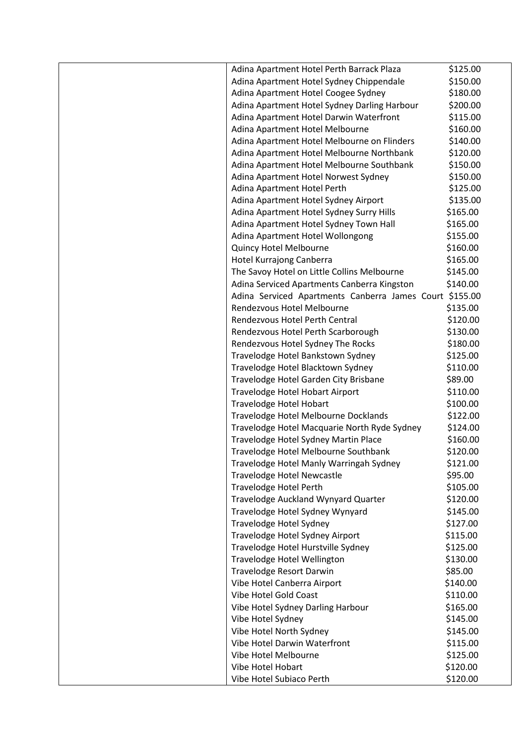| | | |
|---|---|---|
| | Adina Apartment Hotel Perth Barrack Plaza | $125.00 |
| | Adina Apartment Hotel Sydney Chippendale | $150.00 |
| | Adina Apartment Hotel Coogee Sydney | $180.00 |
| | Adina Apartment Hotel Sydney Darling Harbour | $200.00 |
| | Adina Apartment Hotel Darwin Waterfront | $115.00 |
| | Adina Apartment Hotel Melbourne | $160.00 |
| | Adina Apartment Hotel Melbourne on Flinders | $140.00 |
| | Adina Apartment Hotel Melbourne Northbank | $120.00 |
| | Adina Apartment Hotel Melbourne Southbank | $150.00 |
| | Adina Apartment Hotel Norwest Sydney | $150.00 |
| | Adina Apartment Hotel Perth | $125.00 |
| | Adina Apartment Hotel Sydney Airport | $135.00 |
| | Adina Apartment Hotel Sydney Surry Hills | $165.00 |
| | Adina Apartment Hotel Sydney Town Hall | $165.00 |
| | Adina Apartment Hotel Wollongong | $155.00 |
| | Quincy Hotel Melbourne | $160.00 |
| | Hotel Kurrajong Canberra | $165.00 |
| | The Savoy Hotel on Little Collins Melbourne | $145.00 |
| | Adina Serviced Apartments Canberra Kingston | $140.00 |
| | Adina Serviced Apartments Canberra James Court | $155.00 |
| | Rendezvous Hotel Melbourne | $135.00 |
| | Rendezvous Hotel Perth Central | $120.00 |
| | Rendezvous Hotel Perth Scarborough | $130.00 |
| | Rendezvous Hotel Sydney The Rocks | $180.00 |
| | Travelodge Hotel Bankstown Sydney | $125.00 |
| | Travelodge Hotel Blacktown Sydney | $110.00 |
| | Travelodge Hotel Garden City Brisbane | $89.00 |
| | Travelodge Hotel Hobart Airport | $110.00 |
| | Travelodge Hotel Hobart | $100.00 |
| | Travelodge Hotel Melbourne Docklands | $122.00 |
| | Travelodge Hotel Macquarie North Ryde Sydney | $124.00 |
| | Travelodge Hotel Sydney Martin Place | $160.00 |
| | Travelodge Hotel Melbourne Southbank | $120.00 |
| | Travelodge Hotel Manly Warringah Sydney | $121.00 |
| | Travelodge Hotel Newcastle | $95.00 |
| | Travelodge Hotel Perth | $105.00 |
| | Travelodge Auckland Wynyard Quarter | $120.00 |
| | Travelodge Hotel Sydney Wynyard | $145.00 |
| | Travelodge Hotel Sydney | $127.00 |
| | Travelodge Hotel Sydney Airport | $115.00 |
| | Travelodge Hotel Hurstville Sydney | $125.00 |
| | Travelodge Hotel Wellington | $130.00 |
| | Travelodge Resort Darwin | $85.00 |
| | Vibe Hotel Canberra Airport | $140.00 |
| | Vibe Hotel Gold Coast | $110.00 |
| | Vibe Hotel Sydney Darling Harbour | $165.00 |
| | Vibe Hotel Sydney | $145.00 |
| | Vibe Hotel North Sydney | $145.00 |
| | Vibe Hotel Darwin Waterfront | $115.00 |
| | Vibe Hotel Melbourne | $125.00 |
| | Vibe Hotel Hobart | $120.00 |
| | Vibe Hotel Subiaco Perth | $120.00 |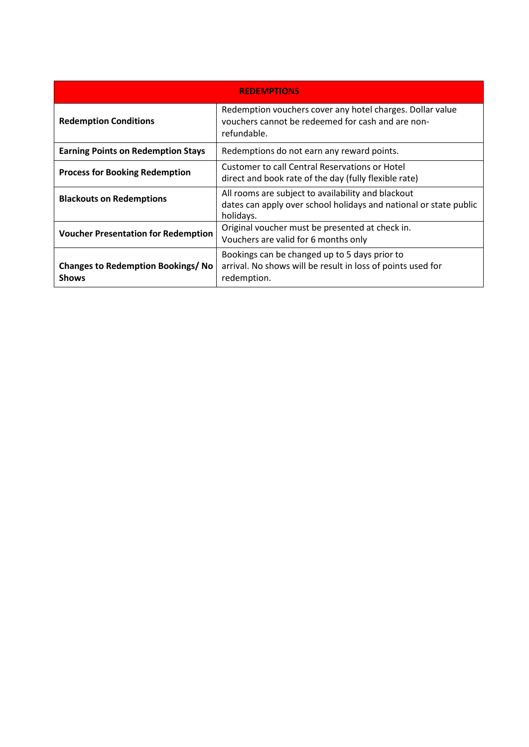| REDEMPTIONS | |
|---|---|
| **Redemption Conditions** | Redemption vouchers cover any hotel charges. Dollar value vouchers cannot be redeemed for cash and are non-refundable. |
| **Earning Points on Redemption Stays** | Redemptions do not earn any reward points. |
| **Process for Booking Redemption** | Customer to call Central Reservations or Hotel direct and book rate of the day (fully flexible rate) |
| **Blackouts on Redemptions** | All rooms are subject to availability and blackout dates can apply over school holidays and national or state public holidays. |
| **Voucher Presentation for Redemption** | Original voucher must be presented at check in. Vouchers are valid for 6 months only |
| **Changes to Redemption Bookings/ No Shows** | Bookings can be changed up to 5 days prior to arrival. No shows will be result in loss of points used for redemption. |